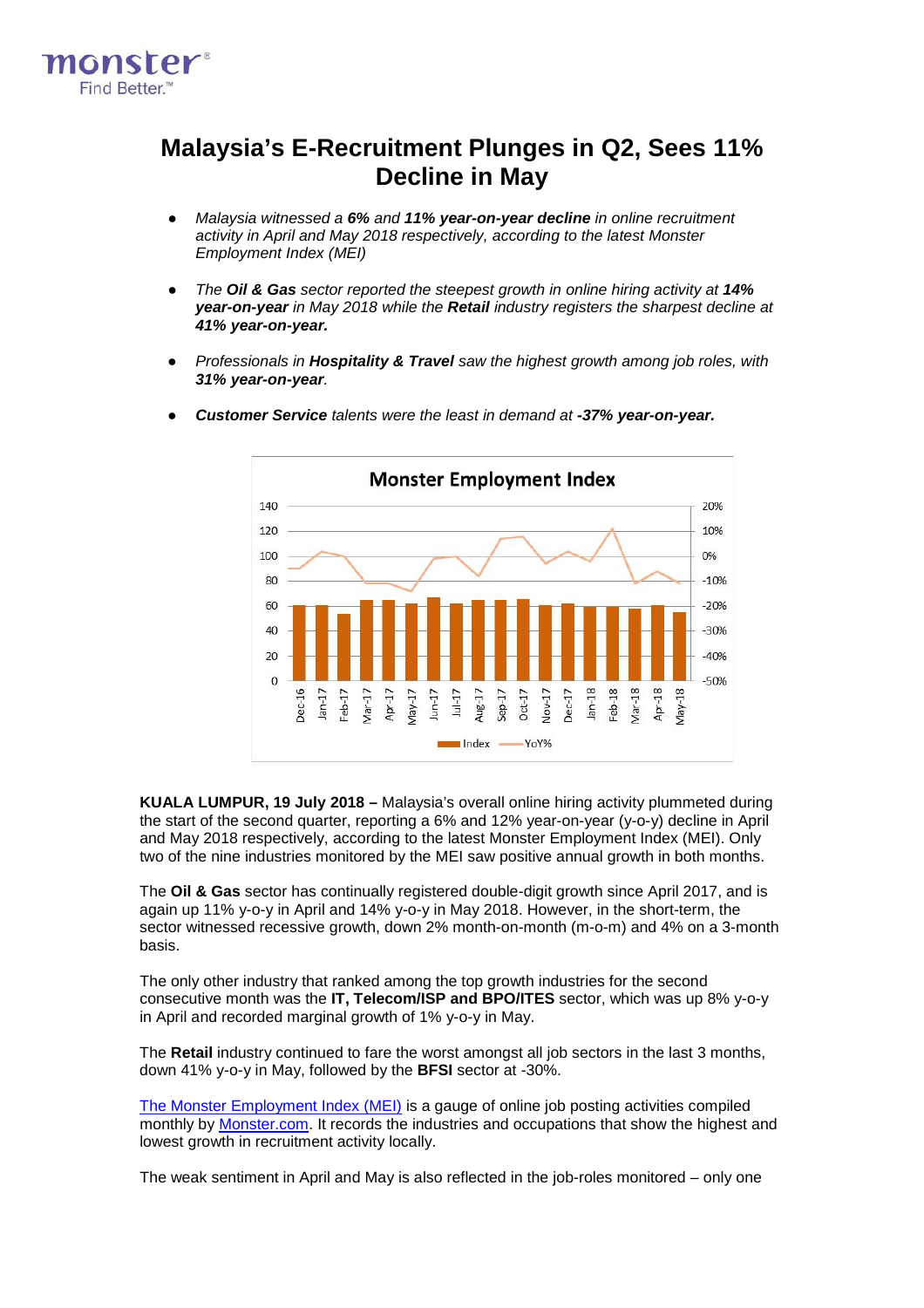# Malaysia's E-Recruitment Plunges in Q2, Sees 11% Decline in May

- *Malaysia witnessed a **6%** and **11% year-on-year decline** in online recruitment activity in April and May 2018 respectively, according to the latest Monster Employment Index (MEI)*
- *The **Oil & Gas** sector reported the steepest growth in online hiring activity at **14% year-on-year** in May 2018 while the **Retail** industry registers the sharpest decline at **41% year-on-year.***
- *Professionals in **Hospitality & Travel** saw the highest growth among job roles, with **31% year-on-year**.*
- ***Customer Service** talents were the least in demand at **-37% year-on-year.***

**KUALA LUMPUR, 19 July 2018 –** Malaysia's overall online hiring activity plummeted during the start of the second quarter, reporting a 6% and 12% year-on-year (y-o-y) decline in April and May 2018 respectively, according to the latest Monster Employment Index (MEI). Only two of the nine industries monitored by the MEI saw positive annual growth in both months.

The **Oil & Gas** sector has continually registered double-digit growth since April 2017, and is again up 11% y-o-y in April and 14% y-o-y in May 2018. However, in the short-term, the sector witnessed recessive growth, down 2% month-on-month (m-o-m) and 4% on a 3-month basis.

The only other industry that ranked among the top growth industries for the second consecutive month was the **IT, Telecom/ISP and BPO/ITES** sector, which was up 8% y-o-y in April and recorded marginal growth of 1% y-o-y in May.

The **Retail** industry continued to fare the worst amongst all job sectors in the last 3 months, down 41% y-o-y in May, followed by the **BFSI** sector at -30%.

The Monster Employment Index (MEI) is a gauge of online job posting activities compiled monthly by Monster.com. It records the industries and occupations that show the highest and lowest growth in recruitment activity locally.

The weak sentiment in April and May is also reflected in the job-roles monitored – only one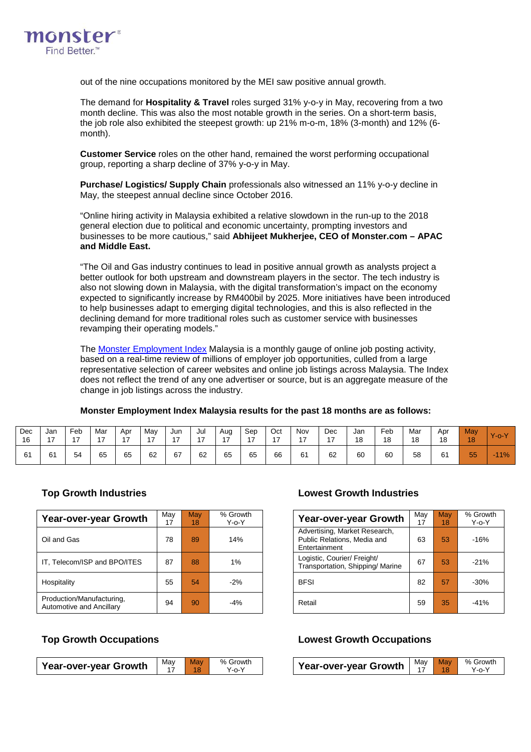out of the nine occupations monitored by the MEI saw positive annual growth.

The demand for **Hospitality & Travel** roles surged 31% y-o-y in May, recovering from a two month decline. This was also the most notable growth in the series. On a short-term basis, the job role also exhibited the steepest growth: up 21% m-o-m, 18% (3-month) and 12% (6-month).

**Customer Service** roles on the other hand, remained the worst performing occupational group, reporting a sharp decline of 37% y-o-y in May.

**Purchase/ Logistics/ Supply Chain** professionals also witnessed an 11% y-o-y decline in May, the steepest annual decline since October 2016.

"Online hiring activity in Malaysia exhibited a relative slowdown in the run-up to the 2018 general election due to political and economic uncertainty, prompting investors and businesses to be more cautious," said **Abhijeet Mukherjee, CEO of Monster.com – APAC and Middle East.**

"The Oil and Gas industry continues to lead in positive annual growth as analysts project a better outlook for both upstream and downstream players in the sector. The tech industry is also not slowing down in Malaysia, with the digital transformation's impact on the economy expected to significantly increase by RM400bil by 2025. More initiatives have been introduced to help businesses adapt to emerging digital technologies, and this is also reflected in the declining demand for more traditional roles such as customer service with businesses revamping their operating models."

The [Monster Employment Index]() Malaysia is a monthly gauge of online job posting activity, based on a real-time review of millions of employer job opportunities, culled from a large representative selection of career websites and online job listings across Malaysia. The Index does not reflect the trend of any one advertiser or source, but is an aggregate measure of the change in job listings across the industry.

**Monster Employment Index Malaysia results for the past 18 months are as follows:**

| Dec 16 | Jan 17 | Feb 17 | Mar 17 | Apr 17 | May 17 | Jun 17 | Jul 17 | Aug 17 | Sep 17 | Oct 17 | Nov 17 | Dec 17 | Jan 18 | Feb 18 | Mar 18 | Apr 18 | May 18 | Y-o-Y |
|---|---|---|---|---|---|---|---|---|---|---|---|---|---|---|---|---|---|---|
| 61 | 61 | 54 | 65 | 65 | 62 | 67 | 62 | 65 | 65 | 66 | 61 | 62 | 60 | 60 | 58 | 61 | 55 | -11% |

### Top Growth Industries

| Year-over-year Growth | May 17 | May 18 | % Growth Y-o-Y |
|---|---|---|---|
| Oil and Gas | 78 | 89 | 14% |
| IT, Telecom/ISP and BPO/ITES | 87 | 88 | 1% |
| Hospitality | 55 | 54 | -2% |
| Production/Manufacturing, Automotive and Ancillary | 94 | 90 | -4% |

### Lowest Growth Industries

| Year-over-year Growth | May 17 | May 18 | % Growth Y-o-Y |
|---|---|---|---|
| Advertising, Market Research, Public Relations, Media and Entertainment | 63 | 53 | -16% |
| Logistic, Courier/ Freight/ Transportation, Shipping/ Marine | 67 | 53 | -21% |
| BFSI | 82 | 57 | -30% |
| Retail | 59 | 35 | -41% |

### Top Growth Occupations

| Year-over-year Growth | May 17 | May 18 | % Growth Y-o-Y |
|---|---|---|---|

### Lowest Growth Occupations

| Year-over-year Growth | May 17 | May 18 | % Growth Y-o-Y |
|---|---|---|---|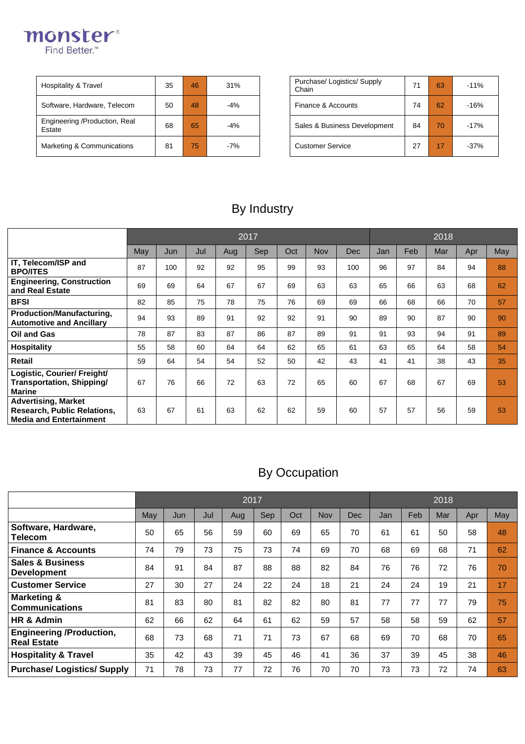| Hospitality & Travel | 35 | 46 | 31% |
|---|---|---|---|
| Software, Hardware, Telecom | 50 | 48 | -4% |
| Engineering /Production, Real Estate | 68 | 65 | -4% |
| Marketing & Communications | 81 | 75 | -7% |

| Purchase/ Logistics/ Supply Chain | 71 | 63 | -11% |
|---|---|---|---|
| Finance & Accounts | 74 | 62 | -16% |
| Sales & Business Development | 84 | 70 | -17% |
| Customer Service | 27 | 17 | -37% |

## By Industry

| | 2017 | | | | | | | | 2018 | | | | |
|---|---|---|---|---|---|---|---|---|---|---|---|---|---|
| | May | Jun | Jul | Aug | Sep | Oct | Nov | Dec | Jan | Feb | Mar | Apr | May |
| **IT, Telecom/ISP and BPO/ITES** | 87 | 100 | 92 | 92 | 95 | 99 | 93 | 100 | 96 | 97 | 84 | 94 | 88 |
| **Engineering, Construction and Real Estate** | 69 | 69 | 64 | 67 | 67 | 69 | 63 | 63 | 65 | 66 | 63 | 68 | 62 |
| **BFSI** | 82 | 85 | 75 | 78 | 75 | 76 | 69 | 69 | 66 | 68 | 66 | 70 | 57 |
| **Production/Manufacturing, Automotive and Ancillary** | 94 | 93 | 89 | 91 | 92 | 92 | 91 | 90 | 89 | 90 | 87 | 90 | 90 |
| **Oil and Gas** | 78 | 87 | 83 | 87 | 86 | 87 | 89 | 91 | 91 | 93 | 94 | 91 | 89 |
| **Hospitality** | 55 | 58 | 60 | 64 | 64 | 62 | 65 | 61 | 63 | 65 | 64 | 58 | 54 |
| **Retail** | 59 | 64 | 54 | 54 | 52 | 50 | 42 | 43 | 41 | 41 | 38 | 43 | 35 |
| **Logistic, Courier/ Freight/ Transportation, Shipping/ Marine** | 67 | 76 | 66 | 72 | 63 | 72 | 65 | 60 | 67 | 68 | 67 | 69 | 53 |
| **Advertising, Market Research, Public Relations, Media and Entertainment** | 63 | 67 | 61 | 63 | 62 | 62 | 59 | 60 | 57 | 57 | 56 | 59 | 53 |

## By Occupation

| | 2017 | | | | | | | | 2018 | | | | |
|---|---|---|---|---|---|---|---|---|---|---|---|---|---|
| | May | Jun | Jul | Aug | Sep | Oct | Nov | Dec | Jan | Feb | Mar | Apr | May |
| **Software, Hardware, Telecom** | 50 | 65 | 56 | 59 | 60 | 69 | 65 | 70 | 61 | 61 | 50 | 58 | 48 |
| **Finance & Accounts** | 74 | 79 | 73 | 75 | 73 | 74 | 69 | 70 | 68 | 69 | 68 | 71 | 62 |
| **Sales & Business Development** | 84 | 91 | 84 | 87 | 88 | 88 | 82 | 84 | 76 | 76 | 72 | 76 | 70 |
| **Customer Service** | 27 | 30 | 27 | 24 | 22 | 24 | 18 | 21 | 24 | 24 | 19 | 21 | 17 |
| **Marketing & Communications** | 81 | 83 | 80 | 81 | 82 | 82 | 80 | 81 | 77 | 77 | 77 | 79 | 75 |
| **HR & Admin** | 62 | 66 | 62 | 64 | 61 | 62 | 59 | 57 | 58 | 58 | 59 | 62 | 57 |
| **Engineering /Production, Real Estate** | 68 | 73 | 68 | 71 | 71 | 73 | 67 | 68 | 69 | 70 | 68 | 70 | 65 |
| **Hospitality & Travel** | 35 | 42 | 43 | 39 | 45 | 46 | 41 | 36 | 37 | 39 | 45 | 38 | 46 |
| **Purchase/ Logistics/ Supply** | 71 | 78 | 73 | 77 | 72 | 76 | 70 | 70 | 73 | 73 | 72 | 74 | 63 |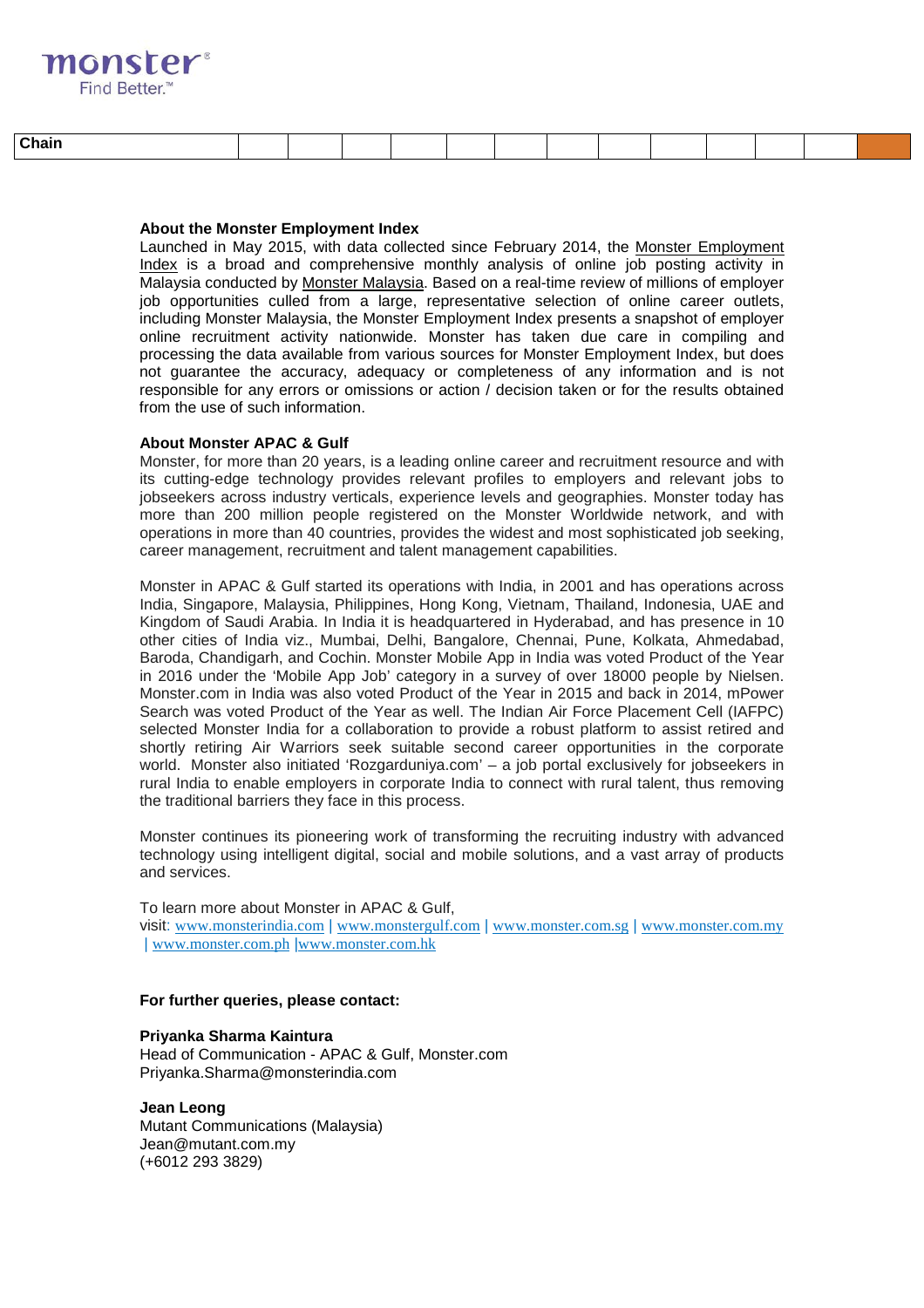| Chain | | | | | | | | | | | | | |
|---|---|---|---|---|---|---|---|---|---|---|---|---|---|

**About the Monster Employment Index**
Launched in May 2015, with data collected since February 2014, the Monster Employment Index is a broad and comprehensive monthly analysis of online job posting activity in Malaysia conducted by Monster Malaysia. Based on a real-time review of millions of employer job opportunities culled from a large, representative selection of online career outlets, including Monster Malaysia, the Monster Employment Index presents a snapshot of employer online recruitment activity nationwide. Monster has taken due care in compiling and processing the data available from various sources for Monster Employment Index, but does not guarantee the accuracy, adequacy or completeness of any information and is not responsible for any errors or omissions or action / decision taken or for the results obtained from the use of such information.

**About Monster APAC & Gulf**
Monster, for more than 20 years, is a leading online career and recruitment resource and with its cutting-edge technology provides relevant profiles to employers and relevant jobs to jobseekers across industry verticals, experience levels and geographies. Monster today has more than 200 million people registered on the Monster Worldwide network, and with operations in more than 40 countries, provides the widest and most sophisticated job seeking, career management, recruitment and talent management capabilities.

Monster in APAC & Gulf started its operations with India, in 2001 and has operations across India, Singapore, Malaysia, Philippines, Hong Kong, Vietnam, Thailand, Indonesia, UAE and Kingdom of Saudi Arabia. In India it is headquartered in Hyderabad, and has presence in 10 other cities of India viz., Mumbai, Delhi, Bangalore, Chennai, Pune, Kolkata, Ahmedabad, Baroda, Chandigarh, and Cochin. Monster Mobile App in India was voted Product of the Year in 2016 under the 'Mobile App Job' category in a survey of over 18000 people by Nielsen. Monster.com in India was also voted Product of the Year in 2015 and back in 2014, mPower Search was voted Product of the Year as well. The Indian Air Force Placement Cell (IAFPC) selected Monster India for a collaboration to provide a robust platform to assist retired and shortly retiring Air Warriors seek suitable second career opportunities in the corporate world. Monster also initiated 'Rozgarduniya.com' – a job portal exclusively for jobseekers in rural India to enable employers in corporate India to connect with rural talent, thus removing the traditional barriers they face in this process.

Monster continues its pioneering work of transforming the recruiting industry with advanced technology using intelligent digital, social and mobile solutions, and a vast array of products and services.

To learn more about Monster in APAC & Gulf,
visit: www.monsterindia.com | www.monstergulf.com | www.monster.com.sg | www.monster.com.my | www.monster.com.ph |www.monster.com.hk

**For further queries, please contact:**

**Priyanka Sharma Kaintura**
Head of Communication - APAC & Gulf, Monster.com
Priyanka.Sharma@monsterindia.com

**Jean Leong**
Mutant Communications (Malaysia)
Jean@mutant.com.my
(+6012 293 3829)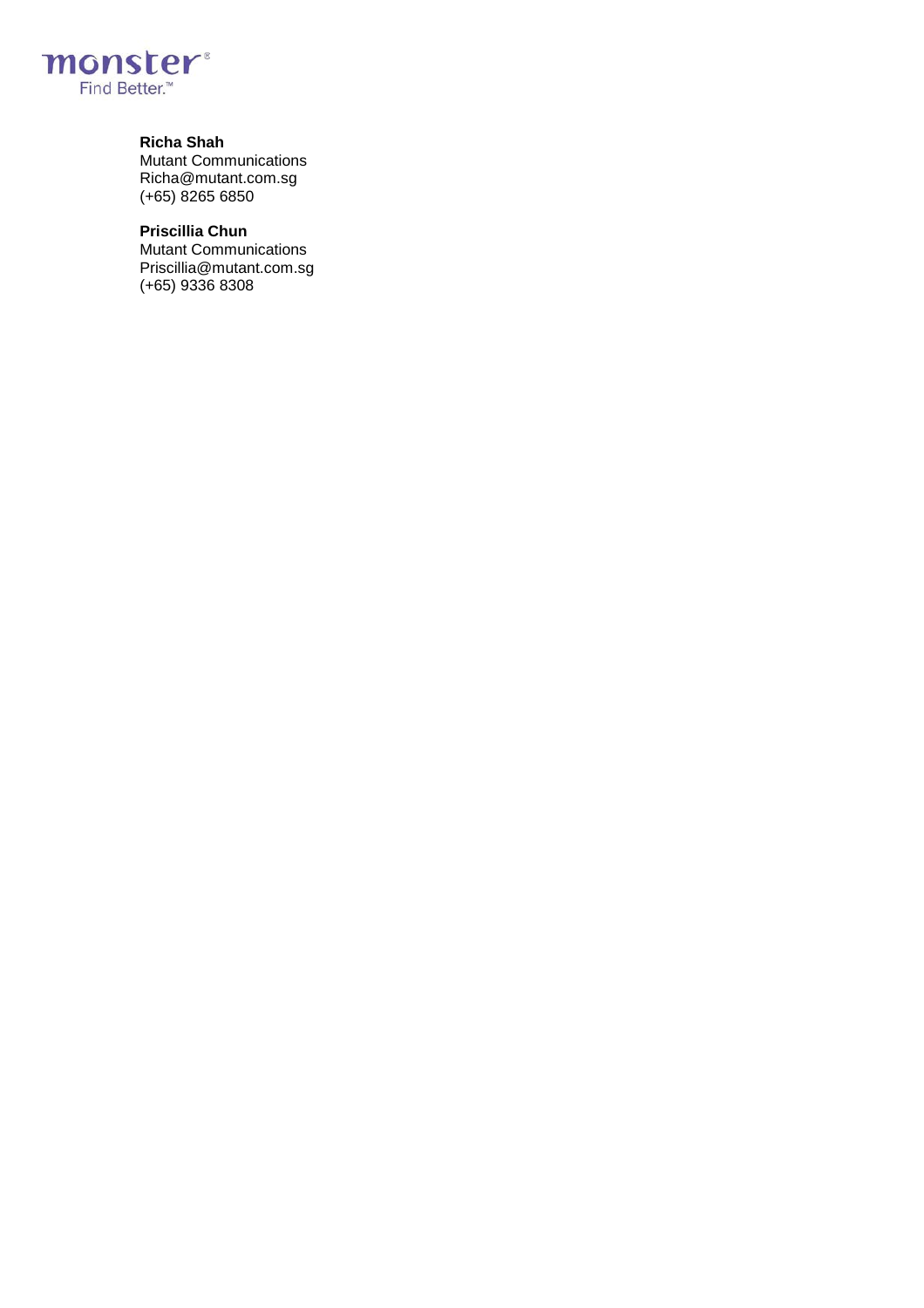**Richa Shah**
Mutant Communications
Richa@mutant.com.sg
(+65) 8265 6850

**Priscillia Chun**
Mutant Communications
Priscillia@mutant.com.sg
(+65) 9336 8308